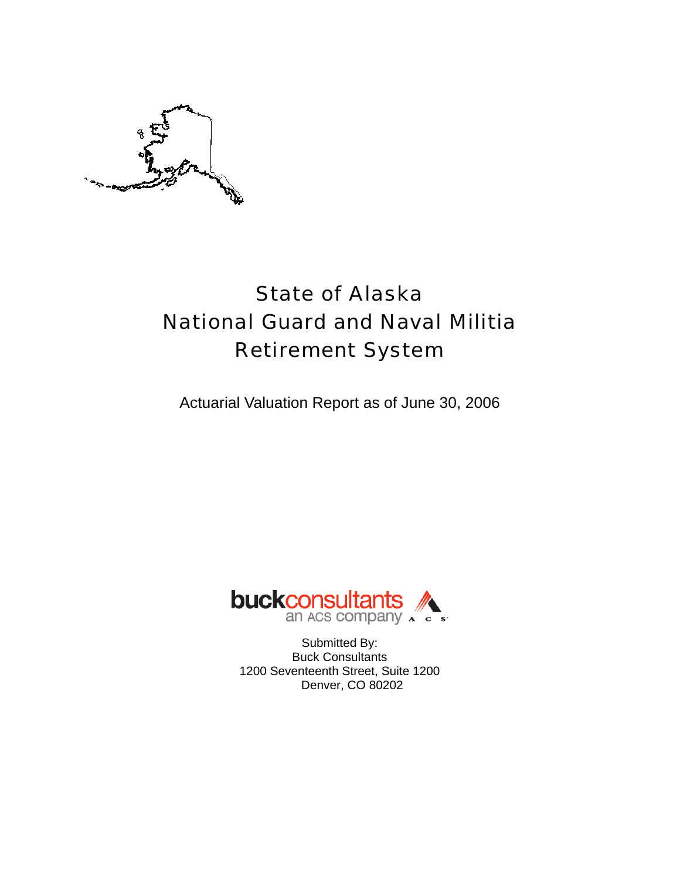# State of Alaska
# National Guard and Naval Militia
# Retirement System

Actuarial Valuation Report as of June 30, 2006

buckconsultants
an ACS company

Submitted By:
Buck Consultants
1200 Seventeenth Street, Suite 1200
Denver, CO 80202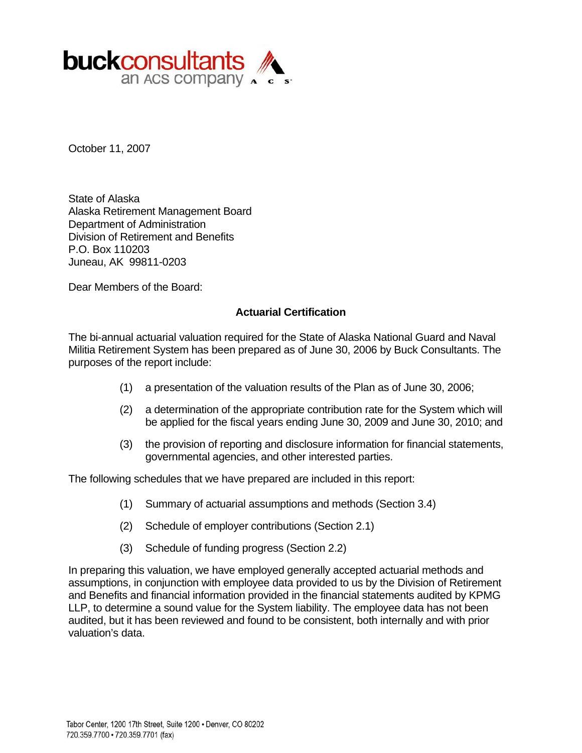buckconsultants
an ACS company

October 11, 2007

State of Alaska
Alaska Retirement Management Board
Department of Administration
Division of Retirement and Benefits
P.O. Box 110203
Juneau, AK 99811-0203

Dear Members of the Board:

**Actuarial Certification**

The bi-annual actuarial valuation required for the State of Alaska National Guard and Naval Militia Retirement System has been prepared as of June 30, 2006 by Buck Consultants. The purposes of the report include:

(1) a presentation of the valuation results of the Plan as of June 30, 2006;

(2) a determination of the appropriate contribution rate for the System which will be applied for the fiscal years ending June 30, 2009 and June 30, 2010; and

(3) the provision of reporting and disclosure information for financial statements, governmental agencies, and other interested parties.

The following schedules that we have prepared are included in this report:

(1) Summary of actuarial assumptions and methods (Section 3.4)

(2) Schedule of employer contributions (Section 2.1)

(3) Schedule of funding progress (Section 2.2)

In preparing this valuation, we have employed generally accepted actuarial methods and assumptions, in conjunction with employee data provided to us by the Division of Retirement and Benefits and financial information provided in the financial statements audited by KPMG LLP, to determine a sound value for the System liability. The employee data has not been audited, but it has been reviewed and found to be consistent, both internally and with prior valuation's data.

Tabor Center, 1200 17th Street, Suite 1200 • Denver, CO 80202
720.359.7700 • 720.359.7701 (fax)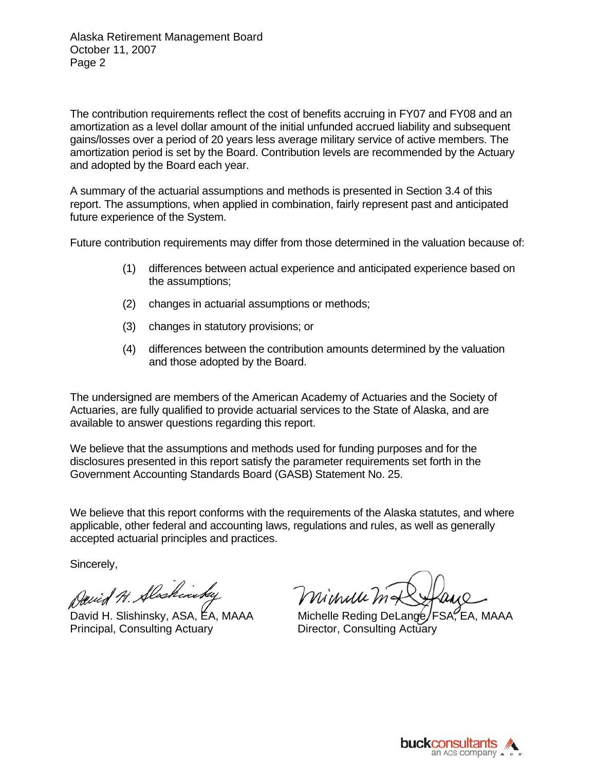The contribution requirements reflect the cost of benefits accruing in FY07 and FY08 and an amortization as a level dollar amount of the initial unfunded accrued liability and subsequent gains/losses over a period of 20 years less average military service of active members. The amortization period is set by the Board. Contribution levels are recommended by the Actuary and adopted by the Board each year.

A summary of the actuarial assumptions and methods is presented in Section 3.4 of this report. The assumptions, when applied in combination, fairly represent past and anticipated future experience of the System.

Future contribution requirements may differ from those determined in the valuation because of:

(1) differences between actual experience and anticipated experience based on the assumptions;

(2) changes in actuarial assumptions or methods;

(3) changes in statutory provisions; or

(4) differences between the contribution amounts determined by the valuation and those adopted by the Board.

The undersigned are members of the American Academy of Actuaries and the Society of Actuaries, are fully qualified to provide actuarial services to the State of Alaska, and are available to answer questions regarding this report.

We believe that the assumptions and methods used for funding purposes and for the disclosures presented in this report satisfy the parameter requirements set forth in the Government Accounting Standards Board (GASB) Statement No. 25.

We believe that this report conforms with the requirements of the Alaska statutes, and where applicable, other federal and accounting laws, regulations and rules, as well as generally accepted actuarial principles and practices.

Sincerely,

David H. Slishinsky, ASA, EA, MAAA
Principal, Consulting Actuary

Michelle Reding DeLange, FSA, EA, MAAA
Director, Consulting Actuary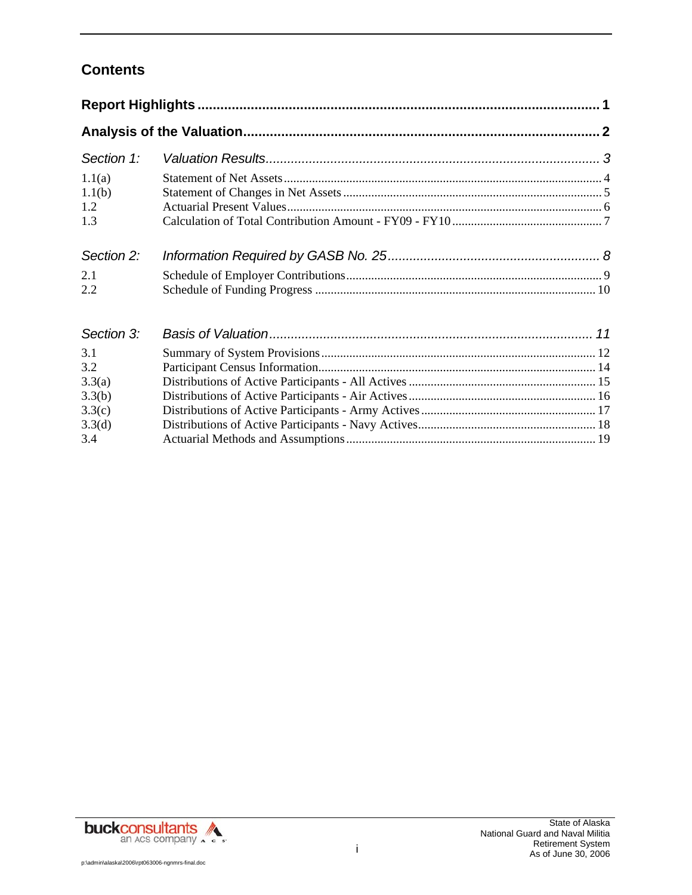## Contents

| | | |
|---|---|---|
| **Report Highlights** | | **1** |
| **Analysis of the Valuation** | | **2** |
| *Section 1:* | *Valuation Results* | *3* |
| 1.1(a) | Statement of Net Assets | 4 |
| 1.1(b) | Statement of Changes in Net Assets | 5 |
| 1.2 | Actuarial Present Values | 6 |
| 1.3 | Calculation of Total Contribution Amount - FY09 - FY10 | 7 |
| *Section 2:* | *Information Required by GASB No. 25* | *8* |
| 2.1 | Schedule of Employer Contributions | 9 |
| 2.2 | Schedule of Funding Progress | 10 |
| *Section 3:* | *Basis of Valuation* | *11* |
| 3.1 | Summary of System Provisions | 12 |
| 3.2 | Participant Census Information | 14 |
| 3.3(a) | Distributions of Active Participants - All Actives | 15 |
| 3.3(b) | Distributions of Active Participants - Air Actives | 16 |
| 3.3(c) | Distributions of Active Participants - Army Actives | 17 |
| 3.3(d) | Distributions of Active Participants - Navy Actives | 18 |
| 3.4 | Actuarial Methods and Assumptions | 19 |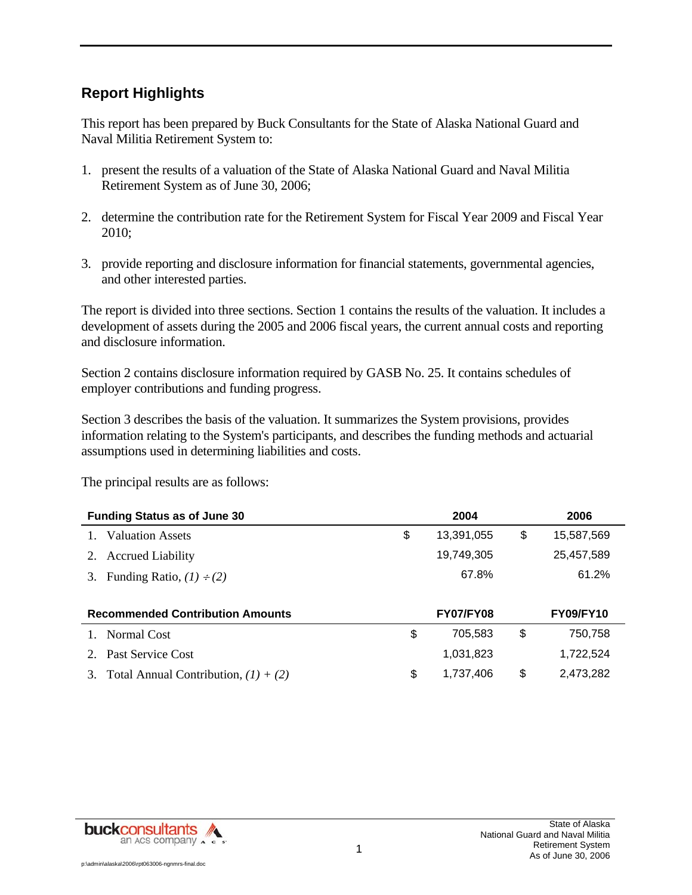## Report Highlights

This report has been prepared by Buck Consultants for the State of Alaska National Guard and Naval Militia Retirement System to:

1. present the results of a valuation of the State of Alaska National Guard and Naval Militia Retirement System as of June 30, 2006;
2. determine the contribution rate for the Retirement System for Fiscal Year 2009 and Fiscal Year 2010;
3. provide reporting and disclosure information for financial statements, governmental agencies, and other interested parties.

The report is divided into three sections. Section 1 contains the results of the valuation. It includes a development of assets during the 2005 and 2006 fiscal years, the current annual costs and reporting and disclosure information.

Section 2 contains disclosure information required by GASB No. 25. It contains schedules of employer contributions and funding progress.

Section 3 describes the basis of the valuation. It summarizes the System provisions, provides information relating to the System's participants, and describes the funding methods and actuarial assumptions used in determining liabilities and costs.

The principal results are as follows:

| **Funding Status as of June 30** | **2004** | **2006** |
|---|---|---|
| 1. Valuation Assets | $ 13,391,055 | $ 15,587,569 |
| 2. Accrued Liability | 19,749,305 | 25,457,589 |
| 3. Funding Ratio, *(1) ÷ (2)* | 67.8% | 61.2% |

| **Recommended Contribution Amounts** | **FY07/FY08** | **FY09/FY10** |
|---|---|---|
| 1. Normal Cost | $ 705,583 | $ 750,758 |
| 2. Past Service Cost | 1,031,823 | 1,722,524 |
| 3. Total Annual Contribution, *(1) + (2)* | $ 1,737,406 | $ 2,473,282 |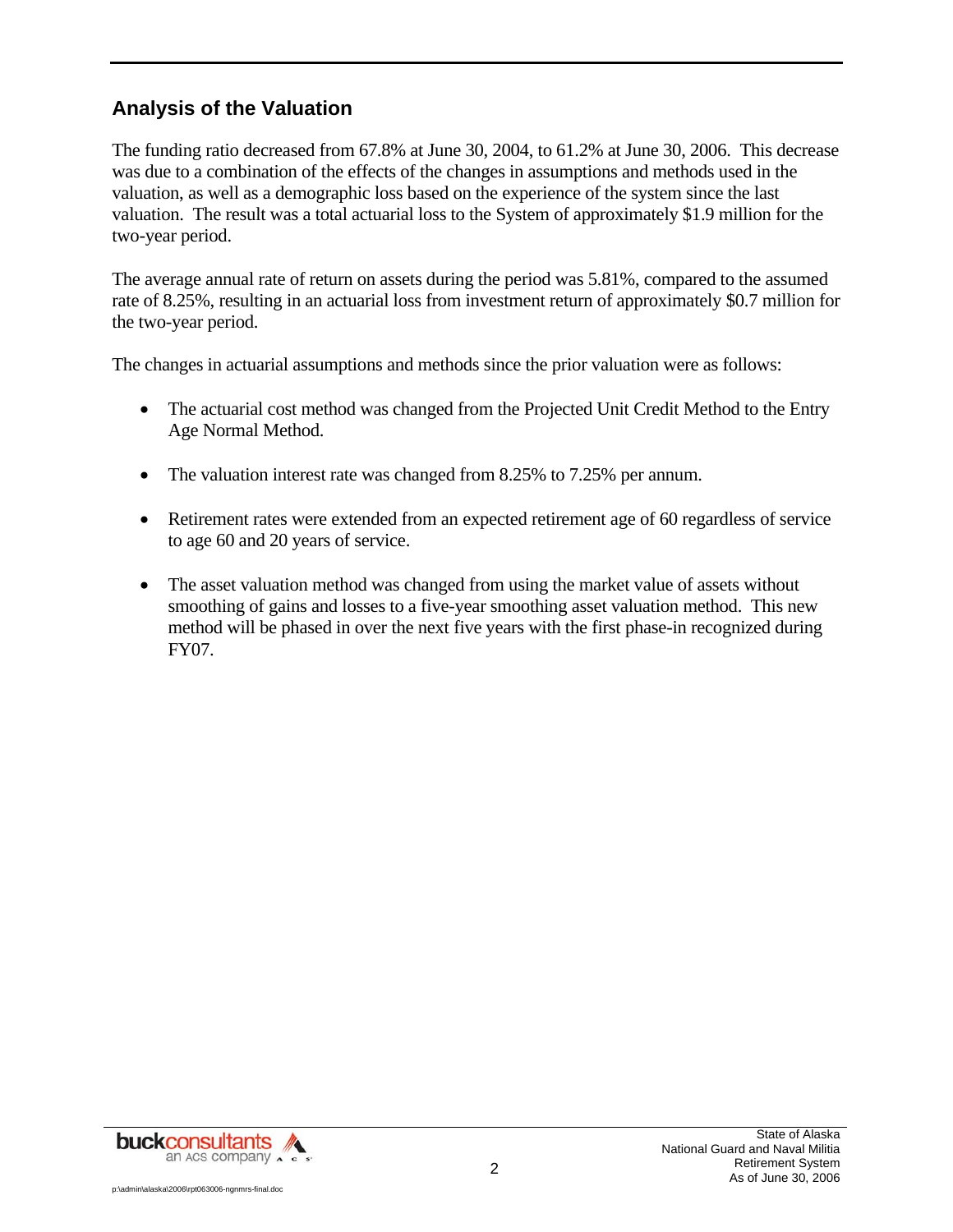## Analysis of the Valuation

The funding ratio decreased from 67.8% at June 30, 2004, to 61.2% at June 30, 2006. This decrease was due to a combination of the effects of the changes in assumptions and methods used in the valuation, as well as a demographic loss based on the experience of the system since the last valuation. The result was a total actuarial loss to the System of approximately $1.9 million for the two-year period.

The average annual rate of return on assets during the period was 5.81%, compared to the assumed rate of 8.25%, resulting in an actuarial loss from investment return of approximately $0.7 million for the two-year period.

The changes in actuarial assumptions and methods since the prior valuation were as follows:

- The actuarial cost method was changed from the Projected Unit Credit Method to the Entry Age Normal Method.
- The valuation interest rate was changed from 8.25% to 7.25% per annum.
- Retirement rates were extended from an expected retirement age of 60 regardless of service to age 60 and 20 years of service.
- The asset valuation method was changed from using the market value of assets without smoothing of gains and losses to a five-year smoothing asset valuation method. This new method will be phased in over the next five years with the first phase-in recognized during FY07.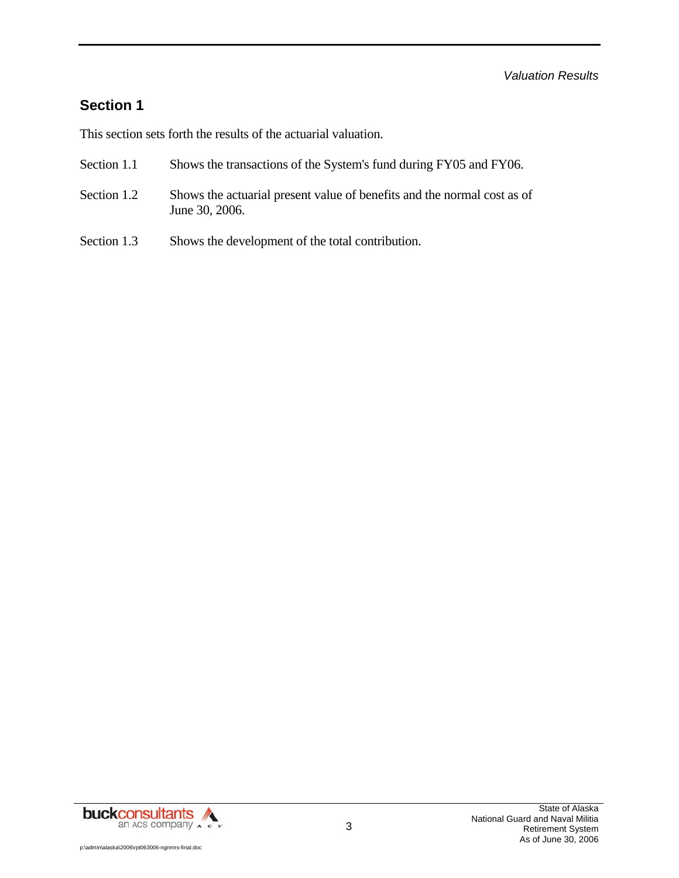*Valuation Results*

## Section 1

This section sets forth the results of the actuarial valuation.

| | |
|---|---|
| Section 1.1 | Shows the transactions of the System's fund during FY05 and FY06. |
| Section 1.2 | Shows the actuarial present value of benefits and the normal cost as of June 30, 2006. |
| Section 1.3 | Shows the development of the total contribution. |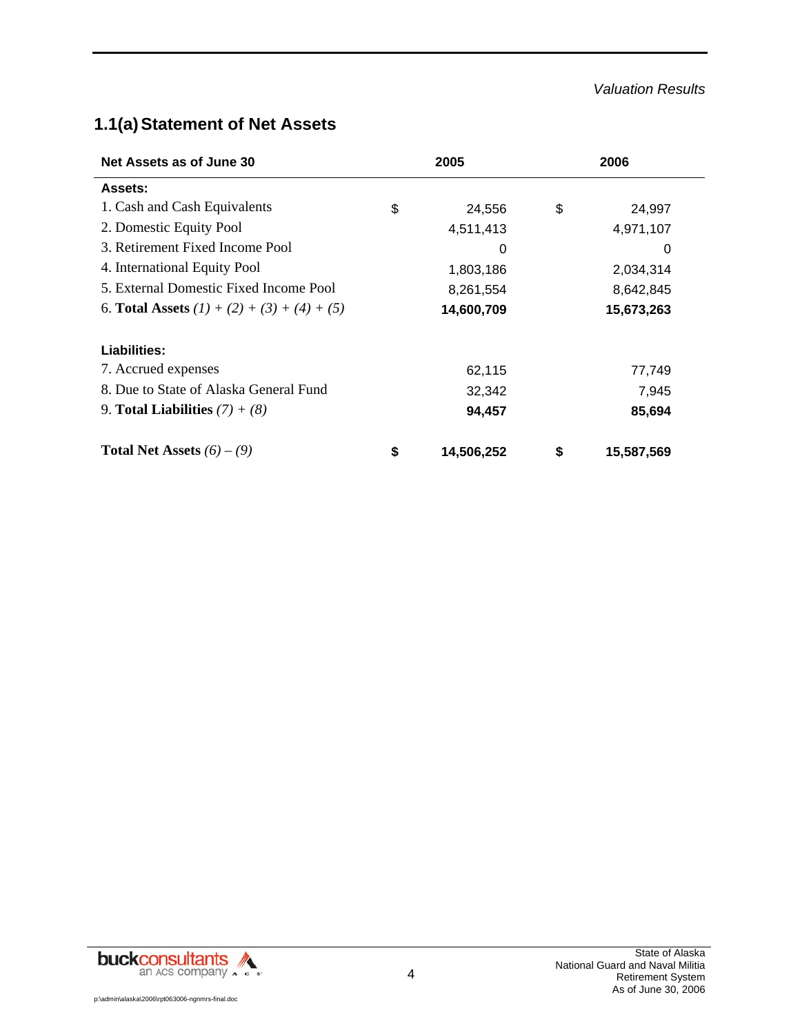## 1.1(a) Statement of Net Assets

| Net Assets as of June 30 | 2005 | 2006 |
|---|---|---|
| **Assets:** | | |
| 1. Cash and Cash Equivalents | $ 24,556 | $ 24,997 |
| 2. Domestic Equity Pool | 4,511,413 | 4,971,107 |
| 3. Retirement Fixed Income Pool | 0 | 0 |
| 4. International Equity Pool | 1,803,186 | 2,034,314 |
| 5. External Domestic Fixed Income Pool | 8,261,554 | 8,642,845 |
| 6. **Total Assets** *(1) + (2) + (3) + (4) + (5)* | **14,600,709** | **15,673,263** |
| | | |
| **Liabilities:** | | |
| 7. Accrued expenses | 62,115 | 77,749 |
| 8. Due to State of Alaska General Fund | 32,342 | 7,945 |
| 9. **Total Liabilities** *(7) + (8)* | **94,457** | **85,694** |
| | | |
| **Total Net Assets** *(6) – (9)* | **$ 14,506,252** | **$ 15,587,569** |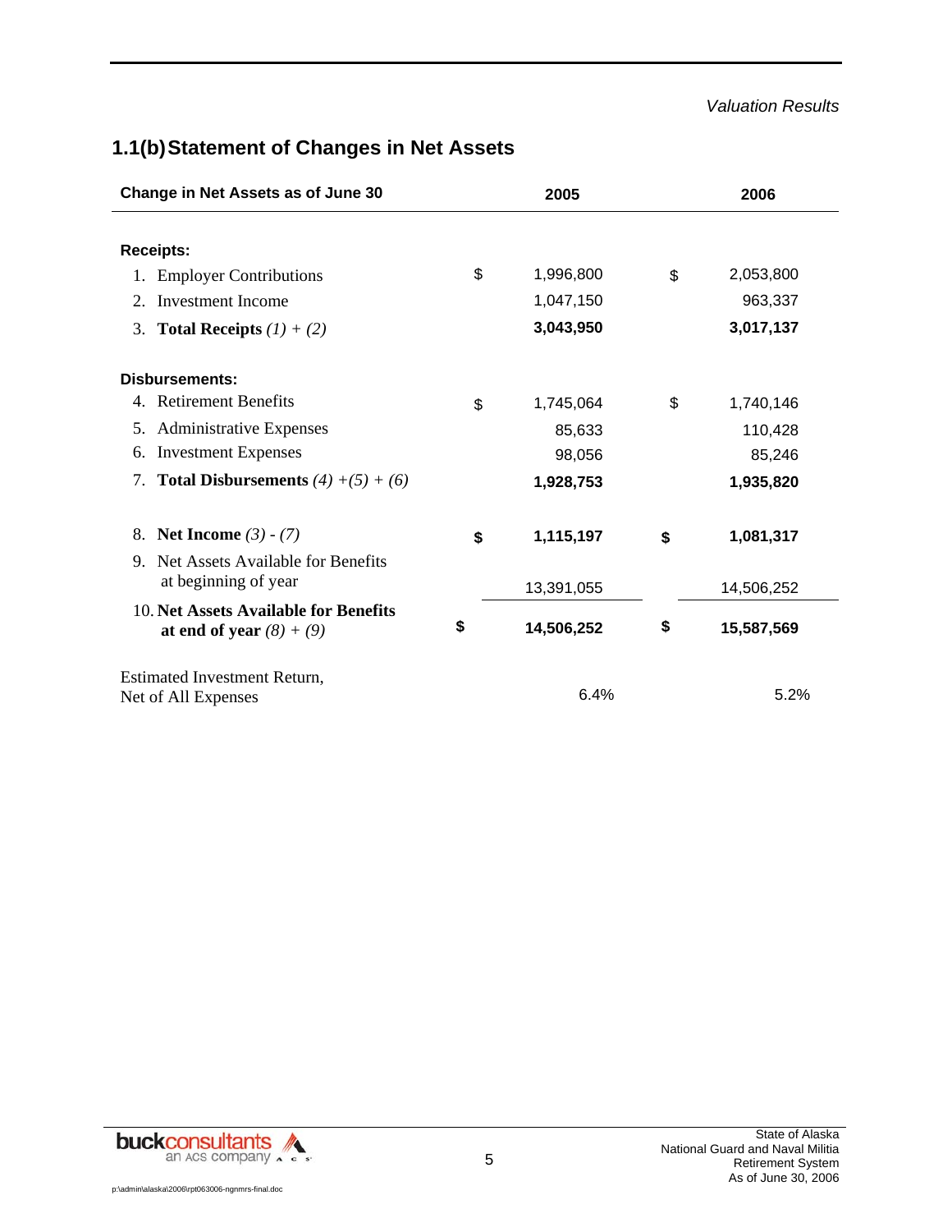*Valuation Results*

## 1.1(b) Statement of Changes in Net Assets

| Change in Net Assets as of June 30 | 2005 | 2006 |
|---|---|---|
| **Receipts:** | | |
| 1. Employer Contributions | $ 1,996,800 | $ 2,053,800 |
| 2. Investment Income | 1,047,150 | 963,337 |
| 3. **Total Receipts** *(1) + (2)* | **3,043,950** | **3,017,137** |
| **Disbursements:** | | |
| 4. Retirement Benefits | $ 1,745,064 | $ 1,740,146 |
| 5. Administrative Expenses | 85,633 | 110,428 |
| 6. Investment Expenses | 98,056 | 85,246 |
| 7. **Total Disbursements** *(4) +(5) + (6)* | **1,928,753** | **1,935,820** |
| 8. **Net Income** *(3) - (7)* | **$ 1,115,197** | **$ 1,081,317** |
| 9. Net Assets Available for Benefits at beginning of year | 13,391,055 | 14,506,252 |
| 10. **Net Assets Available for Benefits at end of year** *(8) + (9)* | **$ 14,506,252** | **$ 15,587,569** |
| Estimated Investment Return, Net of All Expenses | 6.4% | 5.2% |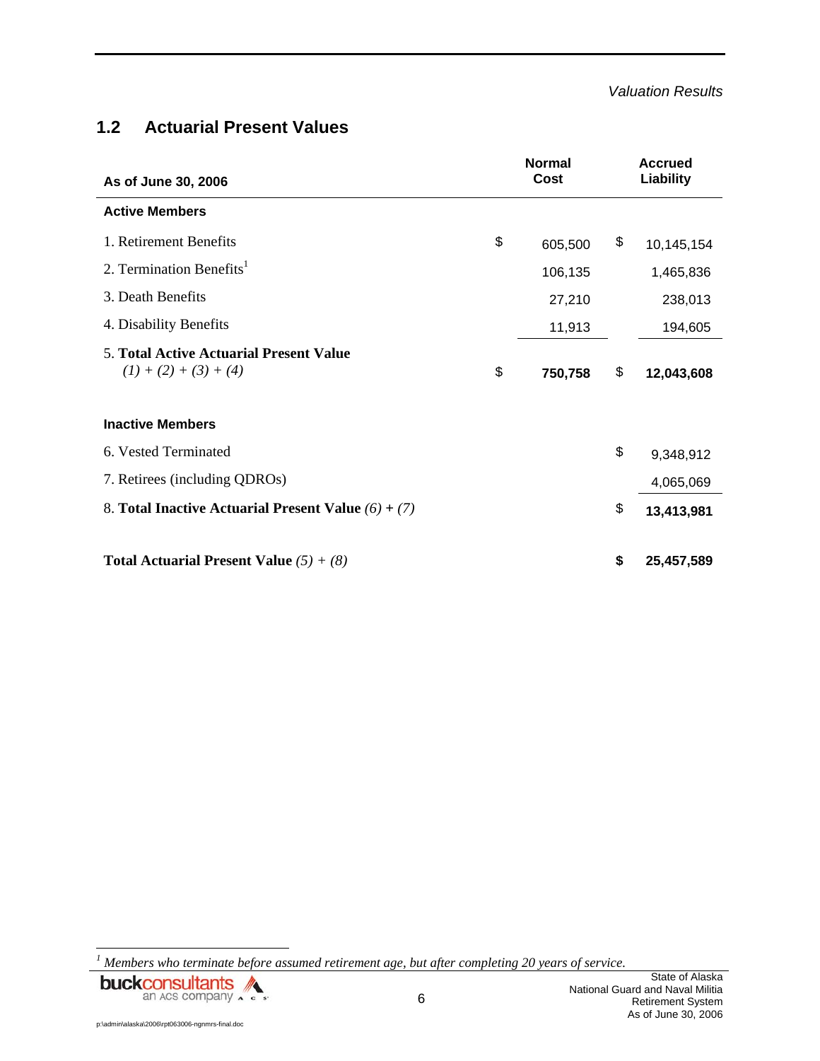## 1.2 Actuarial Present Values

| As of June 30, 2006 | Normal Cost | Accrued Liability |
|---|---|---|
| **Active Members** | | |
| 1. Retirement Benefits | $ 605,500 | $ 10,145,154 |
| 2. Termination Benefits[1] | 106,135 | 1,465,836 |
| 3. Death Benefits | 27,210 | 238,013 |
| 4. Disability Benefits | 11,913 | 194,605 |
| 5. **Total Active Actuarial Present Value** *(1) + (2) + (3) + (4)* | $ **750,758** | $ **12,043,608** |
| **Inactive Members** | | |
| 6. Vested Terminated | | $ 9,348,912 |
| 7. Retirees (including QDROs) | | 4,065,069 |
| 8. **Total Inactive Actuarial Present Value** *(6)* **+** *(7)* | | $ **13,413,981** |
| **Total Actuarial Present Value** *(5) + (8)* | | **$ 25,457,589** |

[1] *Members who terminate before assumed retirement age, but after completing 20 years of service.*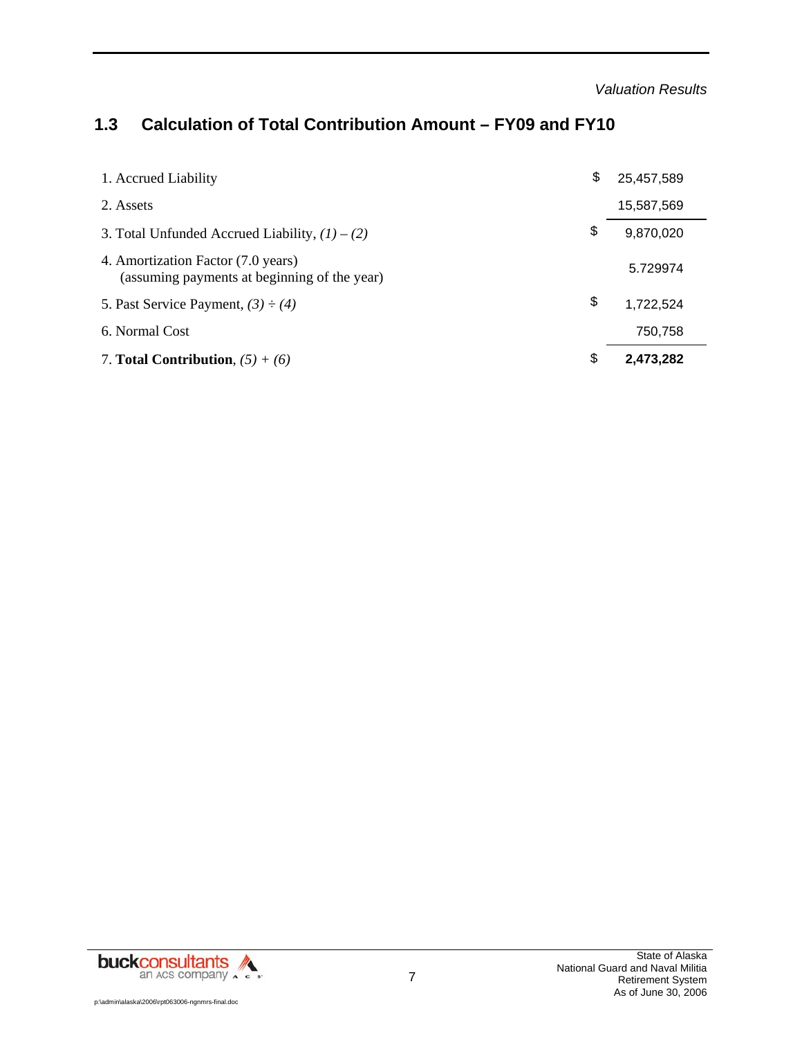## 1.3 Calculation of Total Contribution Amount – FY09 and FY10

| | | |
|---|---|---|
| 1. Accrued Liability | $ | 25,457,589 |
| 2. Assets | | 15,587,569 |
| 3. Total Unfunded Accrued Liability, *(1) – (2)* | $ | 9,870,020 |
| 4. Amortization Factor (7.0 years) (assuming payments at beginning of the year) | | 5.729974 |
| 5. Past Service Payment, *(3) ÷ (4)* | $ | 1,722,524 |
| 6. Normal Cost | | 750,758 |
| 7. **Total Contribution**, *(5) + (6)* | $ | **2,473,282** |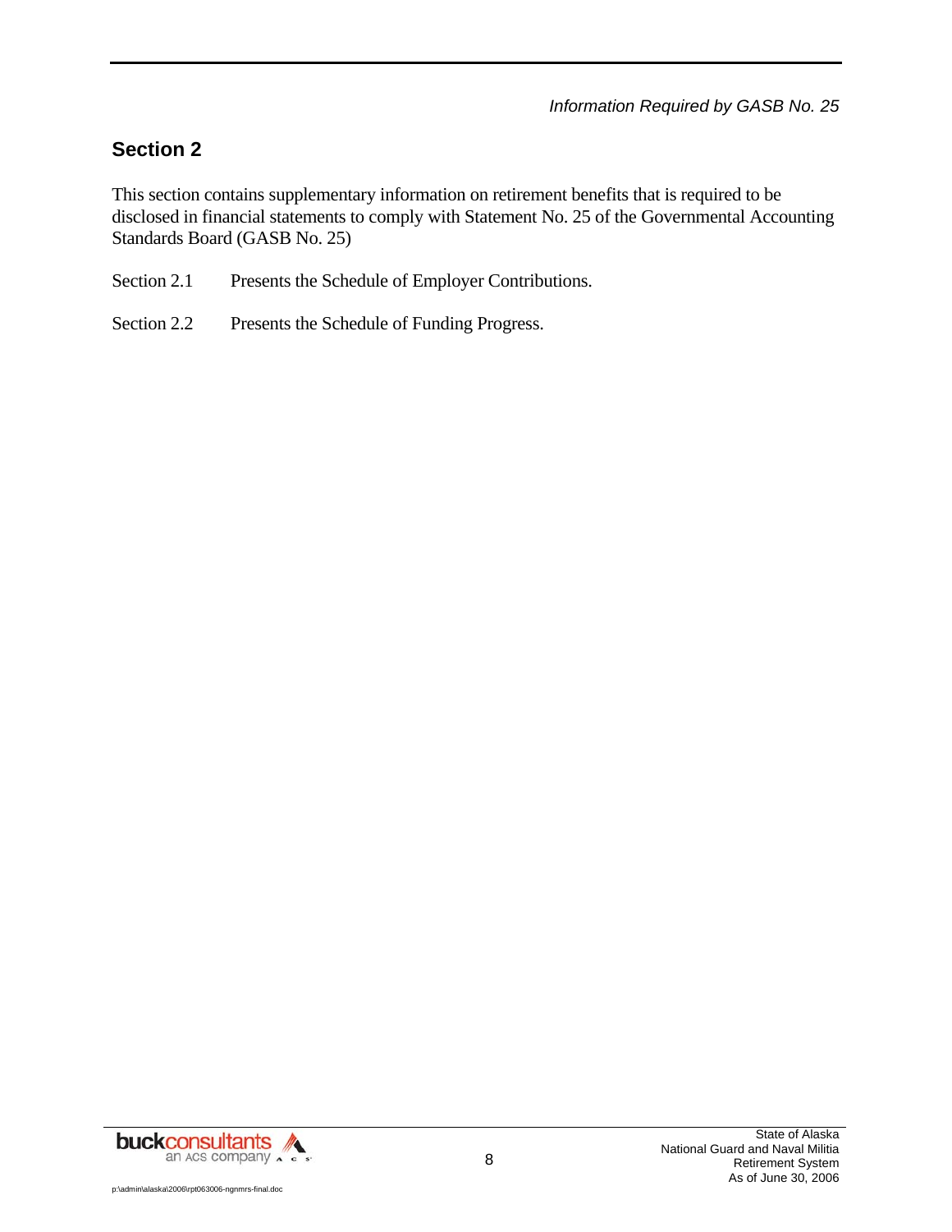## Section 2

This section contains supplementary information on retirement benefits that is required to be disclosed in financial statements to comply with Statement No. 25 of the Governmental Accounting Standards Board (GASB No. 25)

Section 2.1 Presents the Schedule of Employer Contributions.

Section 2.2 Presents the Schedule of Funding Progress.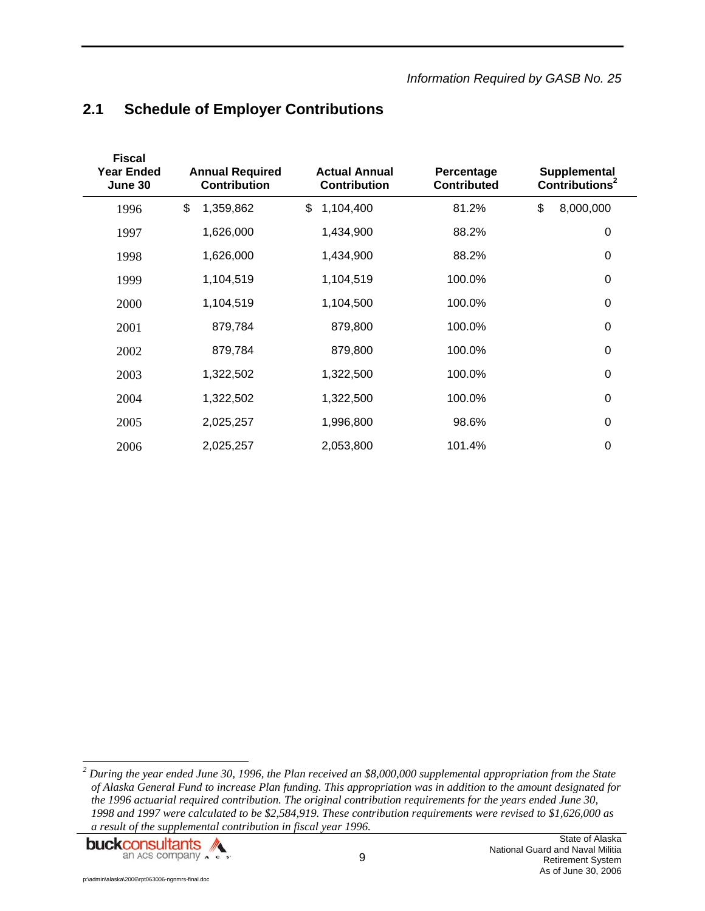*Information Required by GASB No. 25*

## 2.1 Schedule of Employer Contributions

| Fiscal Year Ended June 30 | Annual Required Contribution | Actual Annual Contribution | Percentage Contributed | Supplemental Contributions[2] |
|---|---|---|---|---|
| 1996 | $ 1,359,862 | $ 1,104,400 | 81.2% | $ 8,000,000 |
| 1997 | 1,626,000 | 1,434,900 | 88.2% | 0 |
| 1998 | 1,626,000 | 1,434,900 | 88.2% | 0 |
| 1999 | 1,104,519 | 1,104,519 | 100.0% | 0 |
| 2000 | 1,104,519 | 1,104,500 | 100.0% | 0 |
| 2001 | 879,784 | 879,800 | 100.0% | 0 |
| 2002 | 879,784 | 879,800 | 100.0% | 0 |
| 2003 | 1,322,502 | 1,322,500 | 100.0% | 0 |
| 2004 | 1,322,502 | 1,322,500 | 100.0% | 0 |
| 2005 | 2,025,257 | 1,996,800 | 98.6% | 0 |
| 2006 | 2,025,257 | 2,053,800 | 101.4% | 0 |

[2] *During the year ended June 30, 1996, the Plan received an $8,000,000 supplemental appropriation from the State of Alaska General Fund to increase Plan funding. This appropriation was in addition to the amount designated for the 1996 actuarial required contribution. The original contribution requirements for the years ended June 30, 1998 and 1997 were calculated to be $2,584,919. These contribution requirements were revised to $1,626,000 as a result of the supplemental contribution in fiscal year 1996.*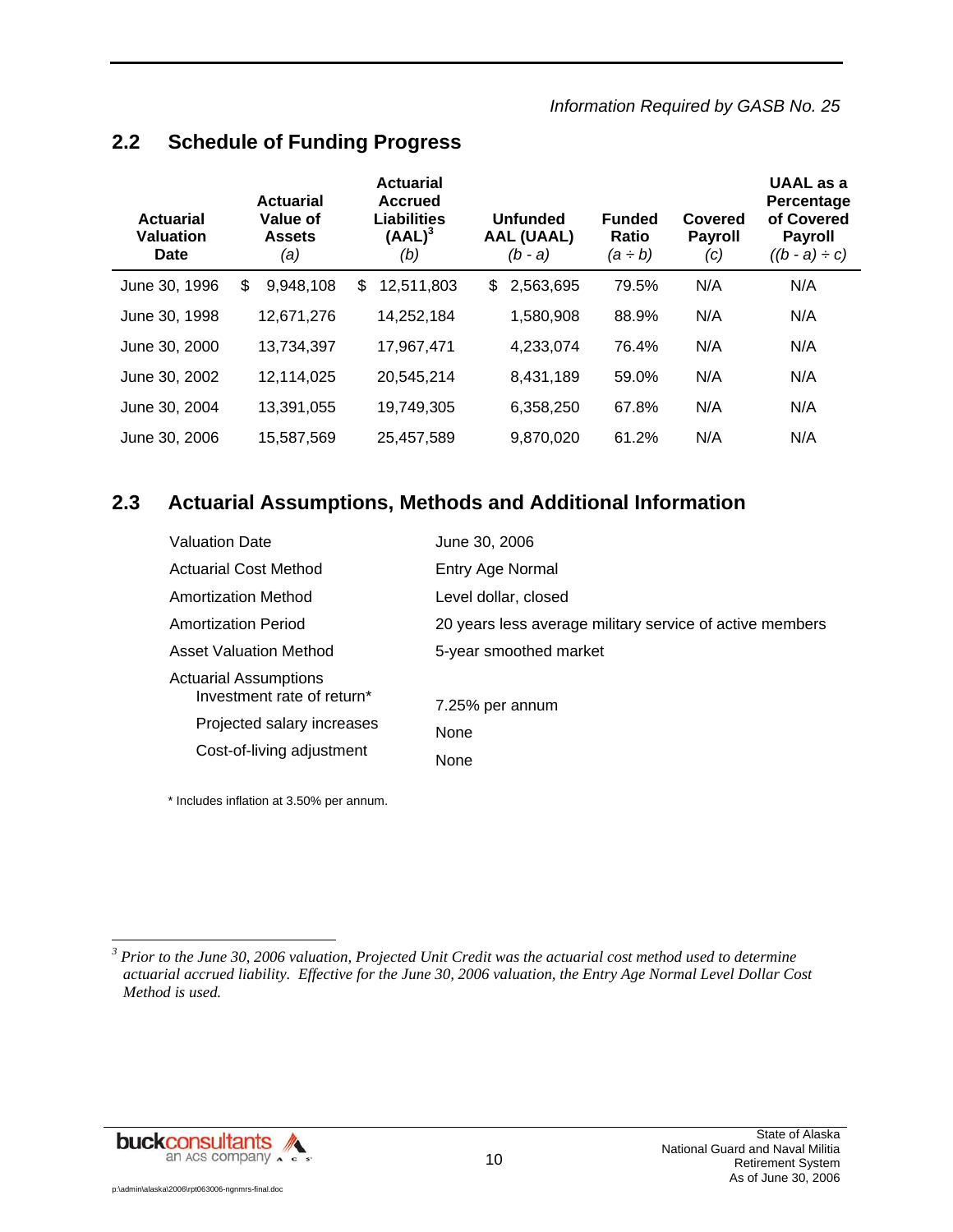## 2.2 Schedule of Funding Progress

| Actuarial Valuation Date | Actuarial Value of Assets *(a)* | Actuarial Accrued Liabilities (AAL)[3] *(b)* | Unfunded AAL (UAAL) *(b - a)* | Funded Ratio *(a ÷ b)* | Covered Payroll *(c)* | UAAL as a Percentage of Covered Payroll *((b - a) ÷ c)* |
|---|---|---|---|---|---|---|
| June 30, 1996 | $ 9,948,108 | $ 12,511,803 | $ 2,563,695 | 79.5% | N/A | N/A |
| June 30, 1998 | 12,671,276 | 14,252,184 | 1,580,908 | 88.9% | N/A | N/A |
| June 30, 2000 | 13,734,397 | 17,967,471 | 4,233,074 | 76.4% | N/A | N/A |
| June 30, 2002 | 12,114,025 | 20,545,214 | 8,431,189 | 59.0% | N/A | N/A |
| June 30, 2004 | 13,391,055 | 19,749,305 | 6,358,250 | 67.8% | N/A | N/A |
| June 30, 2006 | 15,587,569 | 25,457,589 | 9,870,020 | 61.2% | N/A | N/A |

## 2.3 Actuarial Assumptions, Methods and Additional Information

| | |
|---|---|
| Valuation Date | June 30, 2006 |
| Actuarial Cost Method | Entry Age Normal |
| Amortization Method | Level dollar, closed |
| Amortization Period | 20 years less average military service of active members |
| Asset Valuation Method | 5-year smoothed market |
| Actuarial Assumptions | |
| Investment rate of return* | 7.25% per annum |
| Projected salary increases | None |
| Cost-of-living adjustment | None |

\* Includes inflation at 3.50% per annum.

[3] *Prior to the June 30, 2006 valuation, Projected Unit Credit was the actuarial cost method used to determine actuarial accrued liability. Effective for the June 30, 2006 valuation, the Entry Age Normal Level Dollar Cost Method is used.*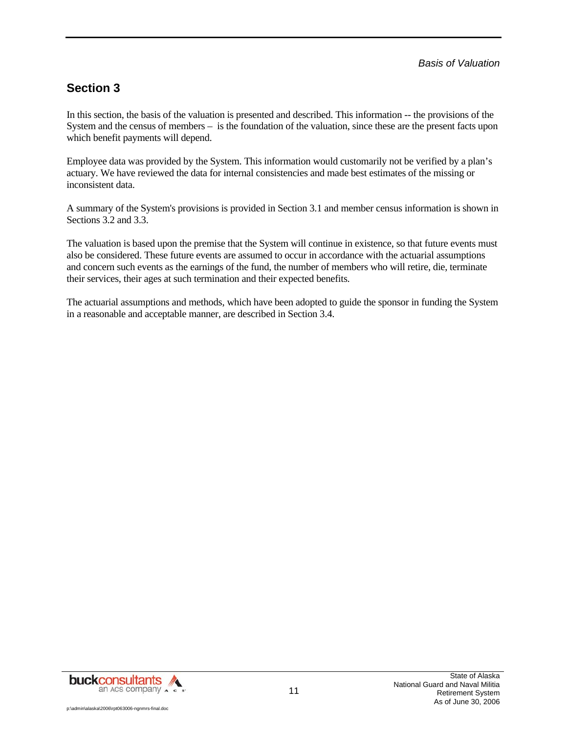## Section 3

In this section, the basis of the valuation is presented and described. This information -- the provisions of the System and the census of members – is the foundation of the valuation, since these are the present facts upon which benefit payments will depend.

Employee data was provided by the System. This information would customarily not be verified by a plan's actuary. We have reviewed the data for internal consistencies and made best estimates of the missing or inconsistent data.

A summary of the System's provisions is provided in Section 3.1 and member census information is shown in Sections 3.2 and 3.3.

The valuation is based upon the premise that the System will continue in existence, so that future events must also be considered. These future events are assumed to occur in accordance with the actuarial assumptions and concern such events as the earnings of the fund, the number of members who will retire, die, terminate their services, their ages at such termination and their expected benefits.

The actuarial assumptions and methods, which have been adopted to guide the sponsor in funding the System in a reasonable and acceptable manner, are described in Section 3.4.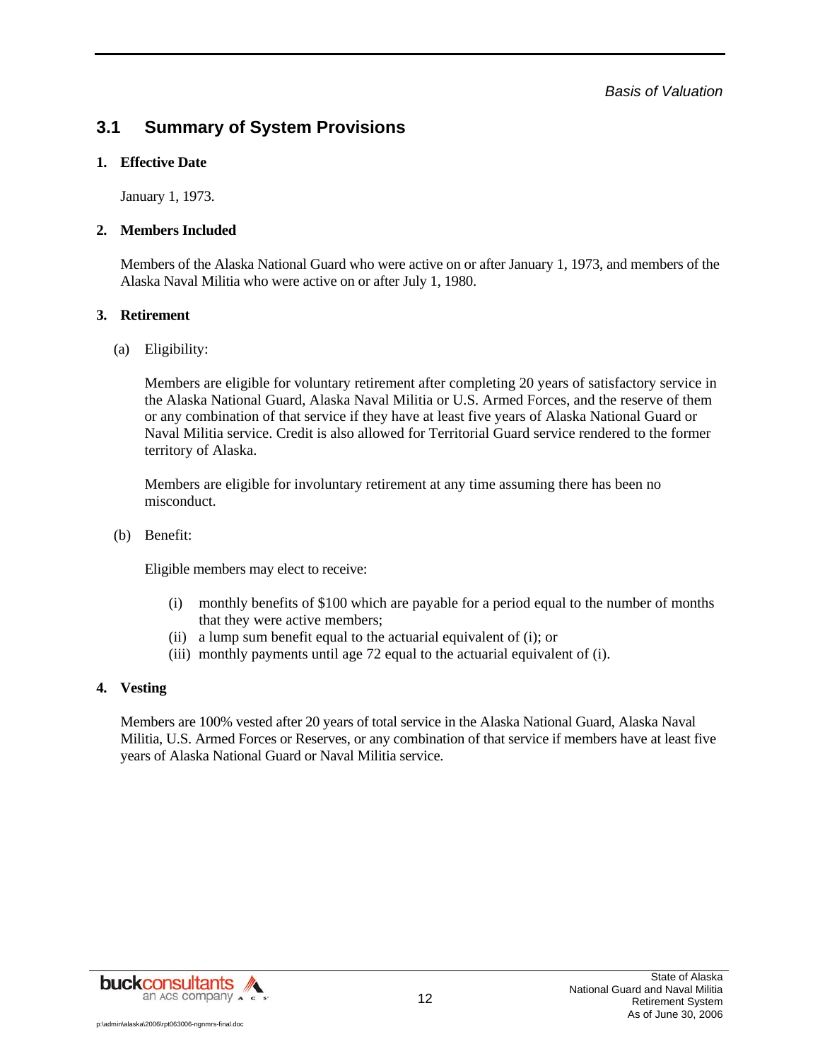## 3.1 Summary of System Provisions

**1. Effective Date**

January 1, 1973.

**2. Members Included**

Members of the Alaska National Guard who were active on or after January 1, 1973, and members of the Alaska Naval Militia who were active on or after July 1, 1980.

**3. Retirement**

(a) Eligibility:

Members are eligible for voluntary retirement after completing 20 years of satisfactory service in the Alaska National Guard, Alaska Naval Militia or U.S. Armed Forces, and the reserve of them or any combination of that service if they have at least five years of Alaska National Guard or Naval Militia service. Credit is also allowed for Territorial Guard service rendered to the former territory of Alaska.

Members are eligible for involuntary retirement at any time assuming there has been no misconduct.

(b) Benefit:

Eligible members may elect to receive:

(i) monthly benefits of $100 which are payable for a period equal to the number of months that they were active members;
(ii) a lump sum benefit equal to the actuarial equivalent of (i); or
(iii) monthly payments until age 72 equal to the actuarial equivalent of (i).

**4. Vesting**

Members are 100% vested after 20 years of total service in the Alaska National Guard, Alaska Naval Militia, U.S. Armed Forces or Reserves, or any combination of that service if members have at least five years of Alaska National Guard or Naval Militia service.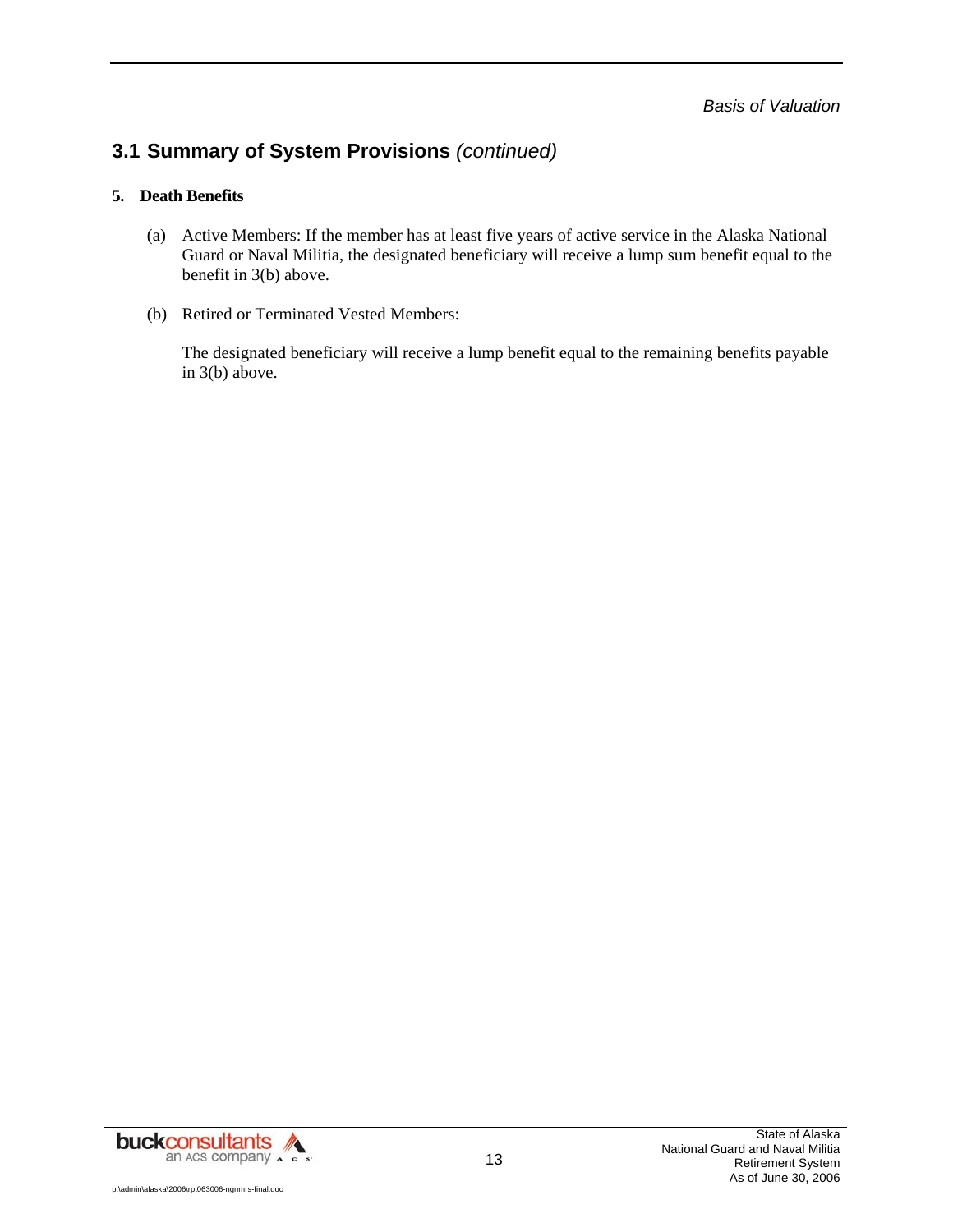## 3.1 Summary of System Provisions *(continued)*

**5. Death Benefits**

(a) Active Members: If the member has at least five years of active service in the Alaska National Guard or Naval Militia, the designated beneficiary will receive a lump sum benefit equal to the benefit in 3(b) above.

(b) Retired or Terminated Vested Members:

The designated beneficiary will receive a lump benefit equal to the remaining benefits payable in 3(b) above.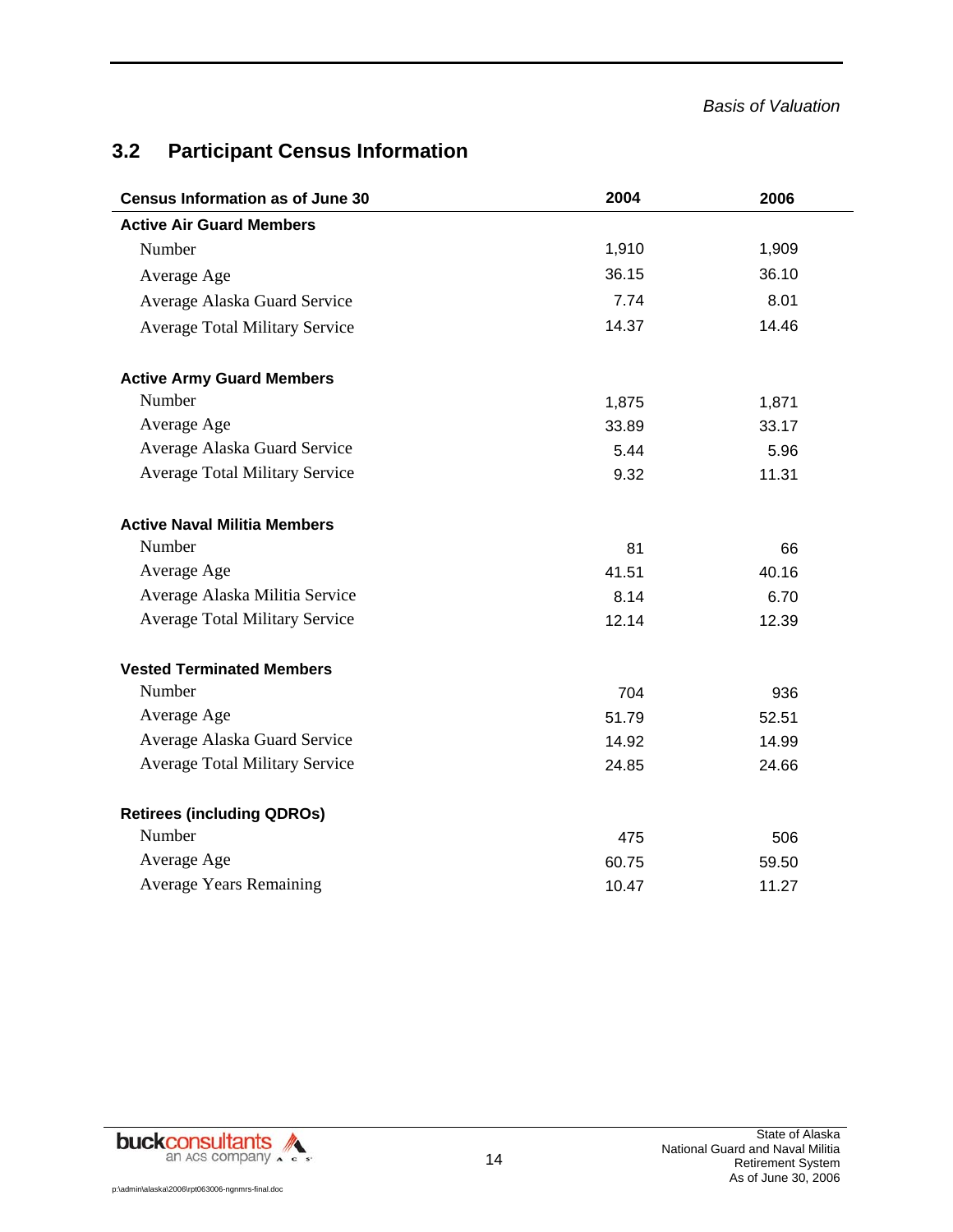*Basis of Valuation*

## 3.2 Participant Census Information

| Census Information as of June 30 | 2004 | 2006 |
|---|---|---|
| **Active Air Guard Members** | | |
| Number | 1,910 | 1,909 |
| Average Age | 36.15 | 36.10 |
| Average Alaska Guard Service | 7.74 | 8.01 |
| Average Total Military Service | 14.37 | 14.46 |
| **Active Army Guard Members** | | |
| Number | 1,875 | 1,871 |
| Average Age | 33.89 | 33.17 |
| Average Alaska Guard Service | 5.44 | 5.96 |
| Average Total Military Service | 9.32 | 11.31 |
| **Active Naval Militia Members** | | |
| Number | 81 | 66 |
| Average Age | 41.51 | 40.16 |
| Average Alaska Militia Service | 8.14 | 6.70 |
| Average Total Military Service | 12.14 | 12.39 |
| **Vested Terminated Members** | | |
| Number | 704 | 936 |
| Average Age | 51.79 | 52.51 |
| Average Alaska Guard Service | 14.92 | 14.99 |
| Average Total Military Service | 24.85 | 24.66 |
| **Retirees (including QDROs)** | | |
| Number | 475 | 506 |
| Average Age | 60.75 | 59.50 |
| Average Years Remaining | 10.47 | 11.27 |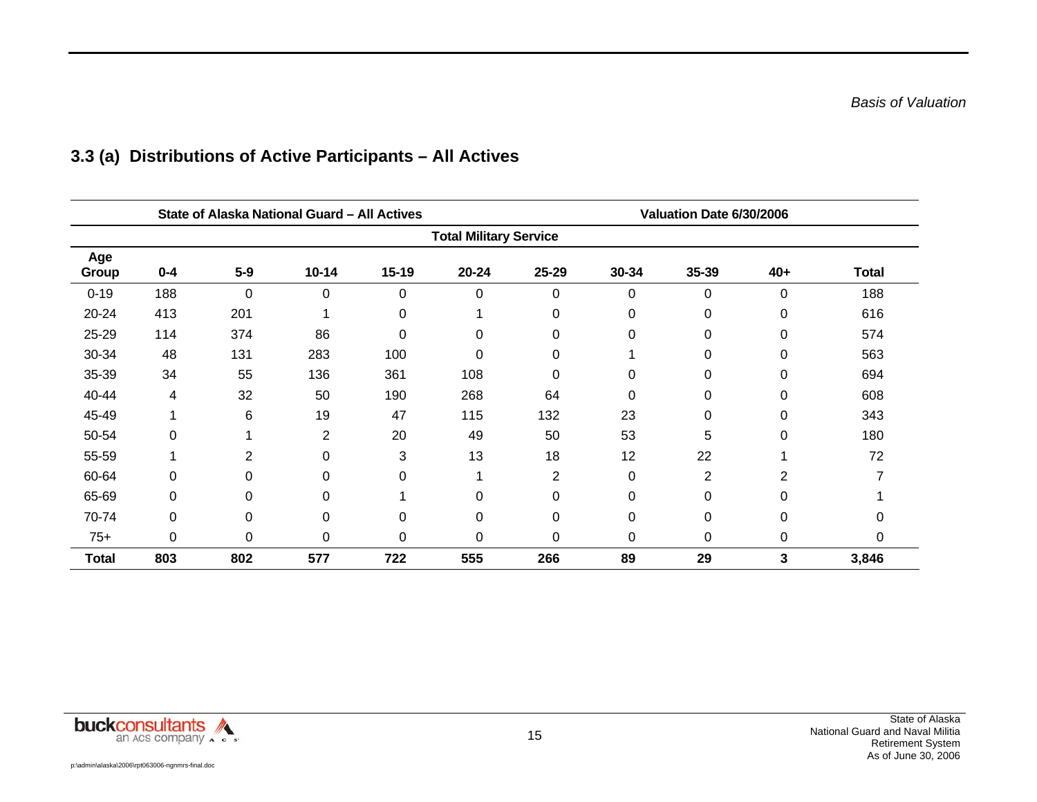## 3.3 (a) Distributions of Active Participants – All Actives

| State of Alaska National Guard – All Actives | | | | | | | Valuation Date 6/30/2006 | | | |
|---|---|---|---|---|---|---|---|---|---|---|
| | Total Military Service | | | | | | | | | |
| Age Group | 0-4 | 5-9 | 10-14 | 15-19 | 20-24 | 25-29 | 30-34 | 35-39 | 40+ | Total |
| 0-19 | 188 | 0 | 0 | 0 | 0 | 0 | 0 | 0 | 0 | 188 |
| 20-24 | 413 | 201 | 1 | 0 | 1 | 0 | 0 | 0 | 0 | 616 |
| 25-29 | 114 | 374 | 86 | 0 | 0 | 0 | 0 | 0 | 0 | 574 |
| 30-34 | 48 | 131 | 283 | 100 | 0 | 0 | 1 | 0 | 0 | 563 |
| 35-39 | 34 | 55 | 136 | 361 | 108 | 0 | 0 | 0 | 0 | 694 |
| 40-44 | 4 | 32 | 50 | 190 | 268 | 64 | 0 | 0 | 0 | 608 |
| 45-49 | 1 | 6 | 19 | 47 | 115 | 132 | 23 | 0 | 0 | 343 |
| 50-54 | 0 | 1 | 2 | 20 | 49 | 50 | 53 | 5 | 0 | 180 |
| 55-59 | 1 | 2 | 0 | 3 | 13 | 18 | 12 | 22 | 1 | 72 |
| 60-64 | 0 | 0 | 0 | 0 | 1 | 2 | 0 | 2 | 2 | 7 |
| 65-69 | 0 | 0 | 0 | 1 | 0 | 0 | 0 | 0 | 0 | 1 |
| 70-74 | 0 | 0 | 0 | 0 | 0 | 0 | 0 | 0 | 0 | 0 |
| 75+ | 0 | 0 | 0 | 0 | 0 | 0 | 0 | 0 | 0 | 0 |
| **Total** | **803** | **802** | **577** | **722** | **555** | **266** | **89** | **29** | **3** | **3,846** |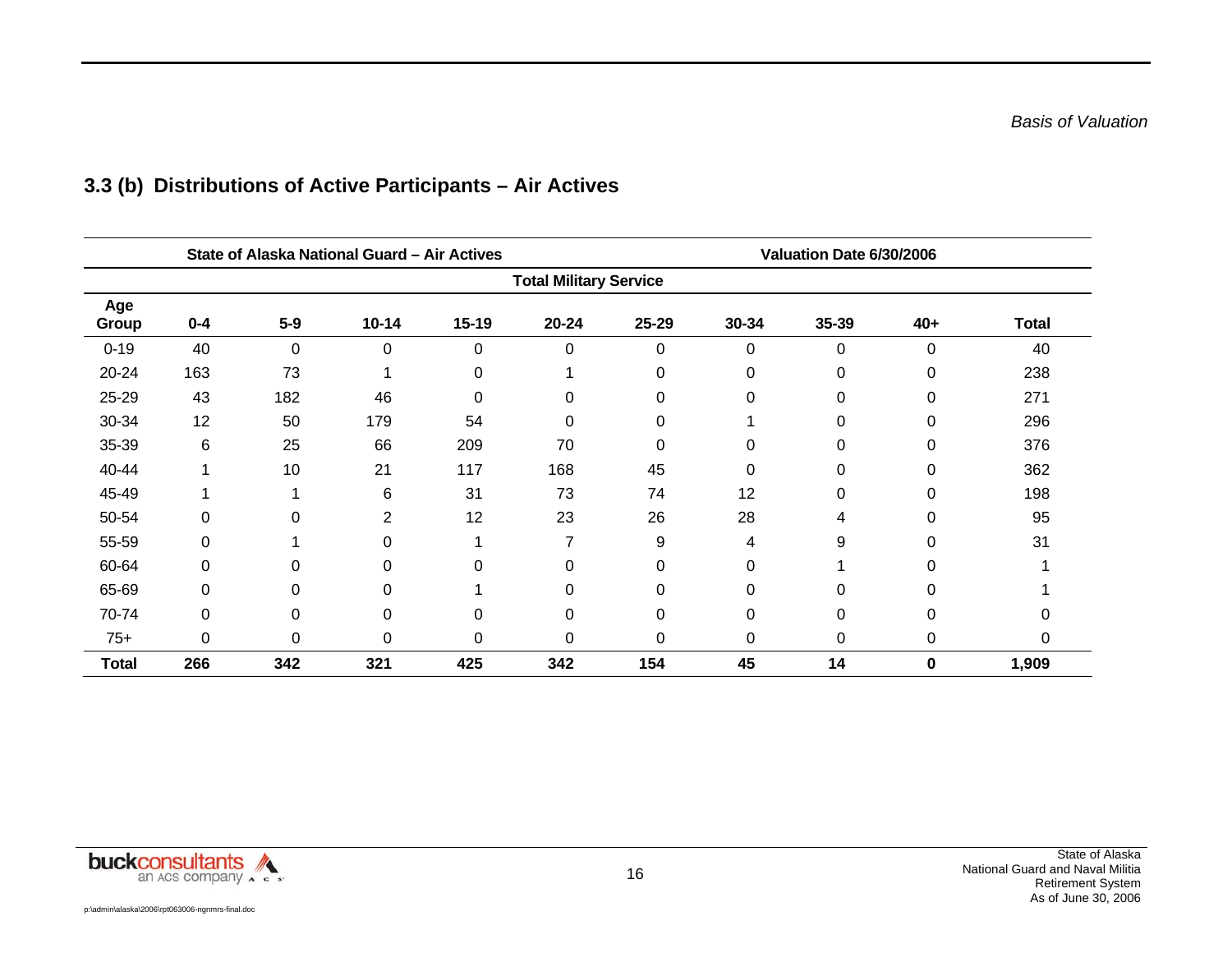## 3.3 (b) Distributions of Active Participants – Air Actives

| State of Alaska National Guard – Air Actives | | | | | | | | Valuation Date 6/30/2006 | | |
|---|---|---|---|---|---|---|---|---|---|---|
| | Total Military Service | | | | | | | | | |
| Age Group | 0-4 | 5-9 | 10-14 | 15-19 | 20-24 | 25-29 | 30-34 | 35-39 | 40+ | Total |
| 0-19 | 40 | 0 | 0 | 0 | 0 | 0 | 0 | 0 | 0 | 40 |
| 20-24 | 163 | 73 | 1 | 0 | 1 | 0 | 0 | 0 | 0 | 238 |
| 25-29 | 43 | 182 | 46 | 0 | 0 | 0 | 0 | 0 | 0 | 271 |
| 30-34 | 12 | 50 | 179 | 54 | 0 | 0 | 1 | 0 | 0 | 296 |
| 35-39 | 6 | 25 | 66 | 209 | 70 | 0 | 0 | 0 | 0 | 376 |
| 40-44 | 1 | 10 | 21 | 117 | 168 | 45 | 0 | 0 | 0 | 362 |
| 45-49 | 1 | 1 | 6 | 31 | 73 | 74 | 12 | 0 | 0 | 198 |
| 50-54 | 0 | 0 | 2 | 12 | 23 | 26 | 28 | 4 | 0 | 95 |
| 55-59 | 0 | 1 | 0 | 1 | 7 | 9 | 4 | 9 | 0 | 31 |
| 60-64 | 0 | 0 | 0 | 0 | 0 | 0 | 0 | 1 | 0 | 1 |
| 65-69 | 0 | 0 | 0 | 1 | 0 | 0 | 0 | 0 | 0 | 1 |
| 70-74 | 0 | 0 | 0 | 0 | 0 | 0 | 0 | 0 | 0 | 0 |
| 75+ | 0 | 0 | 0 | 0 | 0 | 0 | 0 | 0 | 0 | 0 |
| **Total** | **266** | **342** | **321** | **425** | **342** | **154** | **45** | **14** | **0** | **1,909** |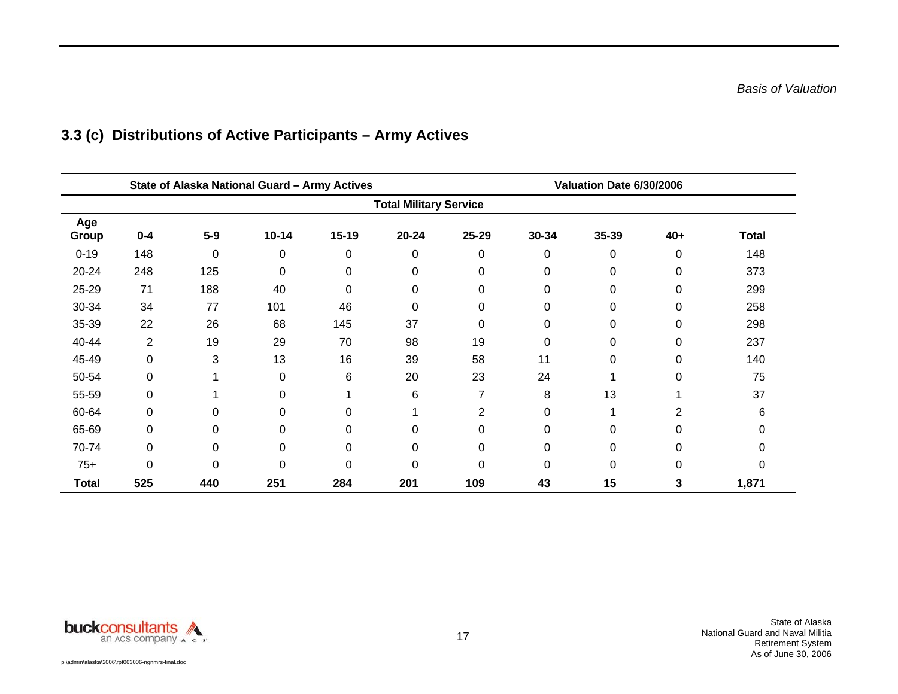## 3.3 (c) Distributions of Active Participants – Army Actives

| State of Alaska National Guard – Army Actives | | | | | | | Valuation Date 6/30/2006 | | | |
|---|---|---|---|---|---|---|---|---|---|---|
| | Total Military Service | | | | | | | | | |
| **Age Group** | **0-4** | **5-9** | **10-14** | **15-19** | **20-24** | **25-29** | **30-34** | **35-39** | **40+** | **Total** |
| 0-19 | 148 | 0 | 0 | 0 | 0 | 0 | 0 | 0 | 0 | 148 |
| 20-24 | 248 | 125 | 0 | 0 | 0 | 0 | 0 | 0 | 0 | 373 |
| 25-29 | 71 | 188 | 40 | 0 | 0 | 0 | 0 | 0 | 0 | 299 |
| 30-34 | 34 | 77 | 101 | 46 | 0 | 0 | 0 | 0 | 0 | 258 |
| 35-39 | 22 | 26 | 68 | 145 | 37 | 0 | 0 | 0 | 0 | 298 |
| 40-44 | 2 | 19 | 29 | 70 | 98 | 19 | 0 | 0 | 0 | 237 |
| 45-49 | 0 | 3 | 13 | 16 | 39 | 58 | 11 | 0 | 0 | 140 |
| 50-54 | 0 | 1 | 0 | 6 | 20 | 23 | 24 | 1 | 0 | 75 |
| 55-59 | 0 | 1 | 0 | 1 | 6 | 7 | 8 | 13 | 1 | 37 |
| 60-64 | 0 | 0 | 0 | 0 | 1 | 2 | 0 | 1 | 2 | 6 |
| 65-69 | 0 | 0 | 0 | 0 | 0 | 0 | 0 | 0 | 0 | 0 |
| 70-74 | 0 | 0 | 0 | 0 | 0 | 0 | 0 | 0 | 0 | 0 |
| 75+ | 0 | 0 | 0 | 0 | 0 | 0 | 0 | 0 | 0 | 0 |
| **Total** | **525** | **440** | **251** | **284** | **201** | **109** | **43** | **15** | **3** | **1,871** |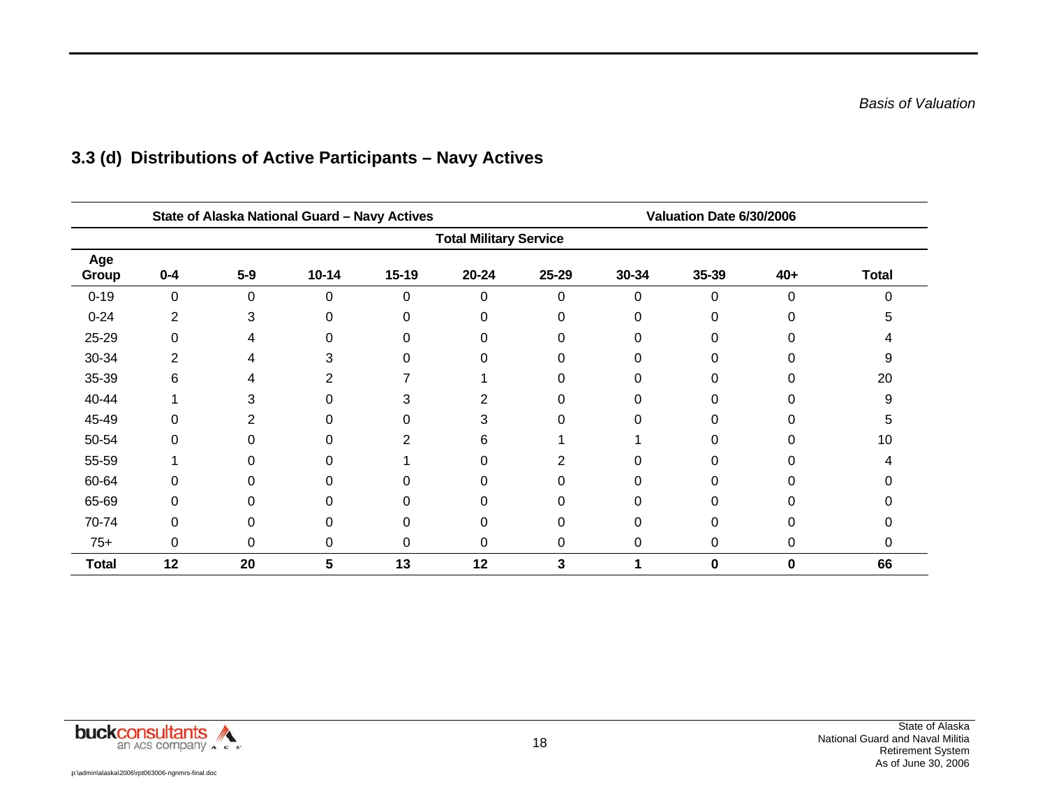## 3.3 (d) Distributions of Active Participants – Navy Actives

| State of Alaska National Guard – Navy Actives | | | | | | | Valuation Date 6/30/2006 | | | |
|---|---|---|---|---|---|---|---|---|---|---|
| | Total Military Service | | | | | | | | | |
| Age Group | 0-4 | 5-9 | 10-14 | 15-19 | 20-24 | 25-29 | 30-34 | 35-39 | 40+ | Total |
| 0-19 | 0 | 0 | 0 | 0 | 0 | 0 | 0 | 0 | 0 | 0 |
| 0-24 | 2 | 3 | 0 | 0 | 0 | 0 | 0 | 0 | 0 | 5 |
| 25-29 | 0 | 4 | 0 | 0 | 0 | 0 | 0 | 0 | 0 | 4 |
| 30-34 | 2 | 4 | 3 | 0 | 0 | 0 | 0 | 0 | 0 | 9 |
| 35-39 | 6 | 4 | 2 | 7 | 1 | 0 | 0 | 0 | 0 | 20 |
| 40-44 | 1 | 3 | 0 | 3 | 2 | 0 | 0 | 0 | 0 | 9 |
| 45-49 | 0 | 2 | 0 | 0 | 3 | 0 | 0 | 0 | 0 | 5 |
| 50-54 | 0 | 0 | 0 | 2 | 6 | 1 | 1 | 0 | 0 | 10 |
| 55-59 | 1 | 0 | 0 | 1 | 0 | 2 | 0 | 0 | 0 | 4 |
| 60-64 | 0 | 0 | 0 | 0 | 0 | 0 | 0 | 0 | 0 | 0 |
| 65-69 | 0 | 0 | 0 | 0 | 0 | 0 | 0 | 0 | 0 | 0 |
| 70-74 | 0 | 0 | 0 | 0 | 0 | 0 | 0 | 0 | 0 | 0 |
| 75+ | 0 | 0 | 0 | 0 | 0 | 0 | 0 | 0 | 0 | 0 |
| **Total** | **12** | **20** | **5** | **13** | **12** | **3** | **1** | **0** | **0** | **66** |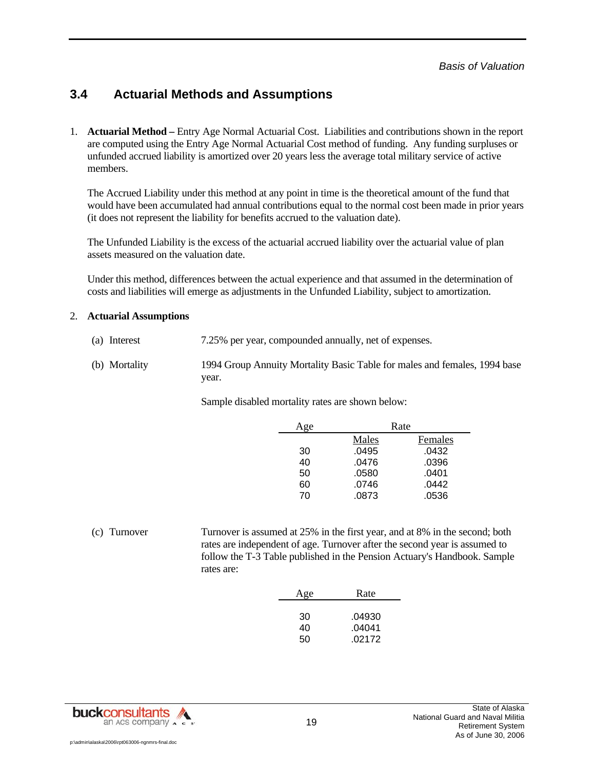## 3.4 Actuarial Methods and Assumptions

1. **Actuarial Method –** Entry Age Normal Actuarial Cost. Liabilities and contributions shown in the report are computed using the Entry Age Normal Actuarial Cost method of funding. Any funding surpluses or unfunded accrued liability is amortized over 20 years less the average total military service of active members.

   The Accrued Liability under this method at any point in time is the theoretical amount of the fund that would have been accumulated had annual contributions equal to the normal cost been made in prior years (it does not represent the liability for benefits accrued to the valuation date).

   The Unfunded Liability is the excess of the actuarial accrued liability over the actuarial value of plan assets measured on the valuation date.

   Under this method, differences between the actual experience and that assumed in the determination of costs and liabilities will emerge as adjustments in the Unfunded Liability, subject to amortization.

2. **Actuarial Assumptions**

   (a) Interest — 7.25% per year, compounded annually, net of expenses.

   (b) Mortality — 1994 Group Annuity Mortality Basic Table for males and females, 1994 base year.

   Sample disabled mortality rates are shown below:

| Age | Rate | |
|---|---|---|
| | Males | Females |
| 30 | .0495 | .0432 |
| 40 | .0476 | .0396 |
| 50 | .0580 | .0401 |
| 60 | .0746 | .0442 |
| 70 | .0873 | .0536 |

   (c) Turnover — Turnover is assumed at 25% in the first year, and at 8% in the second; both rates are independent of age. Turnover after the second year is assumed to follow the T-3 Table published in the Pension Actuary's Handbook. Sample rates are:

| Age | Rate |
|---|---|
| 30 | .04930 |
| 40 | .04041 |
| 50 | .02172 |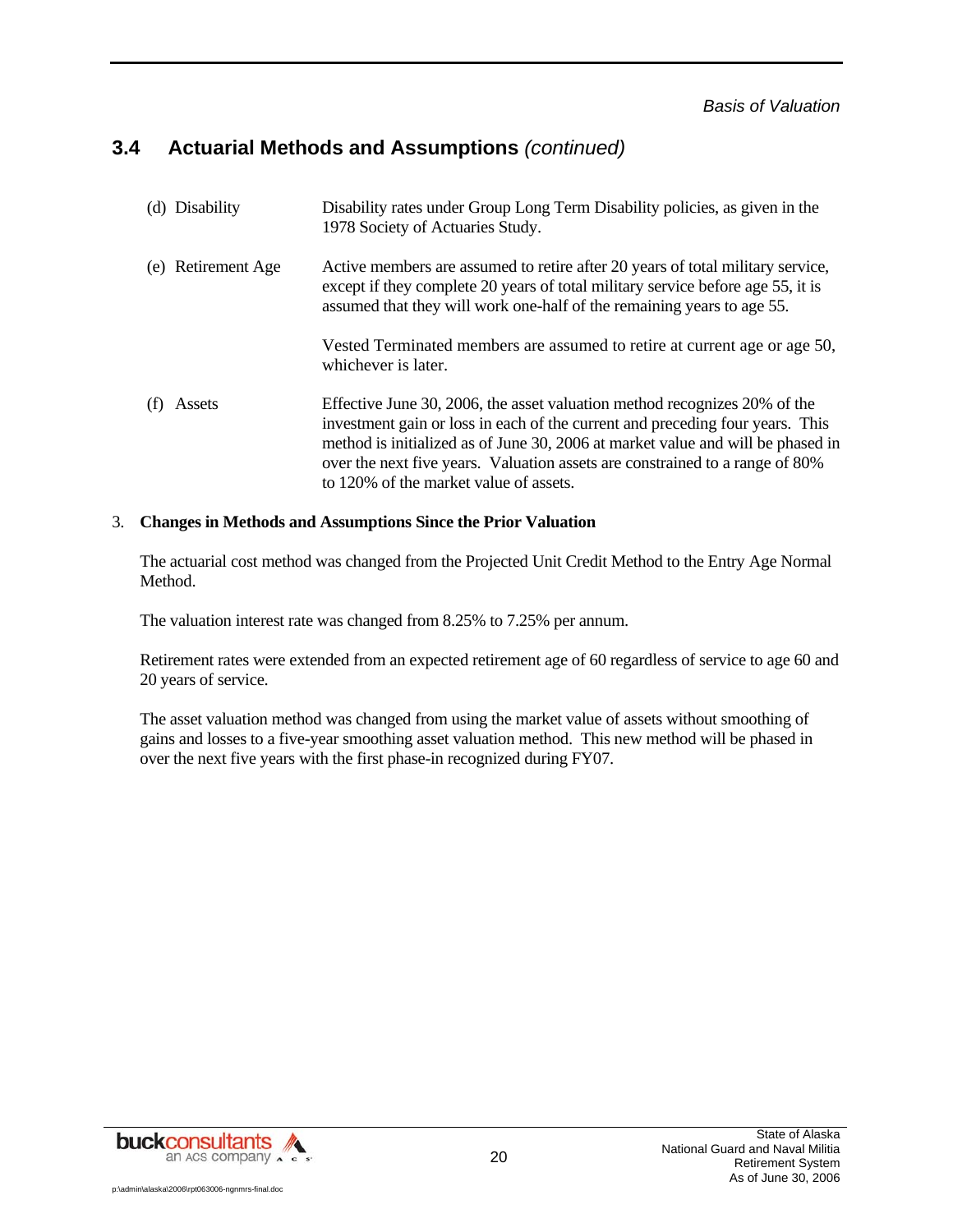## 3.4 Actuarial Methods and Assumptions *(continued)*

| | |
|---|---|
| (d) Disability | Disability rates under Group Long Term Disability policies, as given in the 1978 Society of Actuaries Study. |
| (e) Retirement Age | Active members are assumed to retire after 20 years of total military service, except if they complete 20 years of total military service before age 55, it is assumed that they will work one-half of the remaining years to age 55.<br><br>Vested Terminated members are assumed to retire at current age or age 50, whichever is later. |
| (f) Assets | Effective June 30, 2006, the asset valuation method recognizes 20% of the investment gain or loss in each of the current and preceding four years. This method is initialized as of June 30, 2006 at market value and will be phased in over the next five years. Valuation assets are constrained to a range of 80% to 120% of the market value of assets. |

3. **Changes in Methods and Assumptions Since the Prior Valuation**

The actuarial cost method was changed from the Projected Unit Credit Method to the Entry Age Normal Method.

The valuation interest rate was changed from 8.25% to 7.25% per annum.

Retirement rates were extended from an expected retirement age of 60 regardless of service to age 60 and 20 years of service.

The asset valuation method was changed from using the market value of assets without smoothing of gains and losses to a five-year smoothing asset valuation method. This new method will be phased in over the next five years with the first phase-in recognized during FY07.